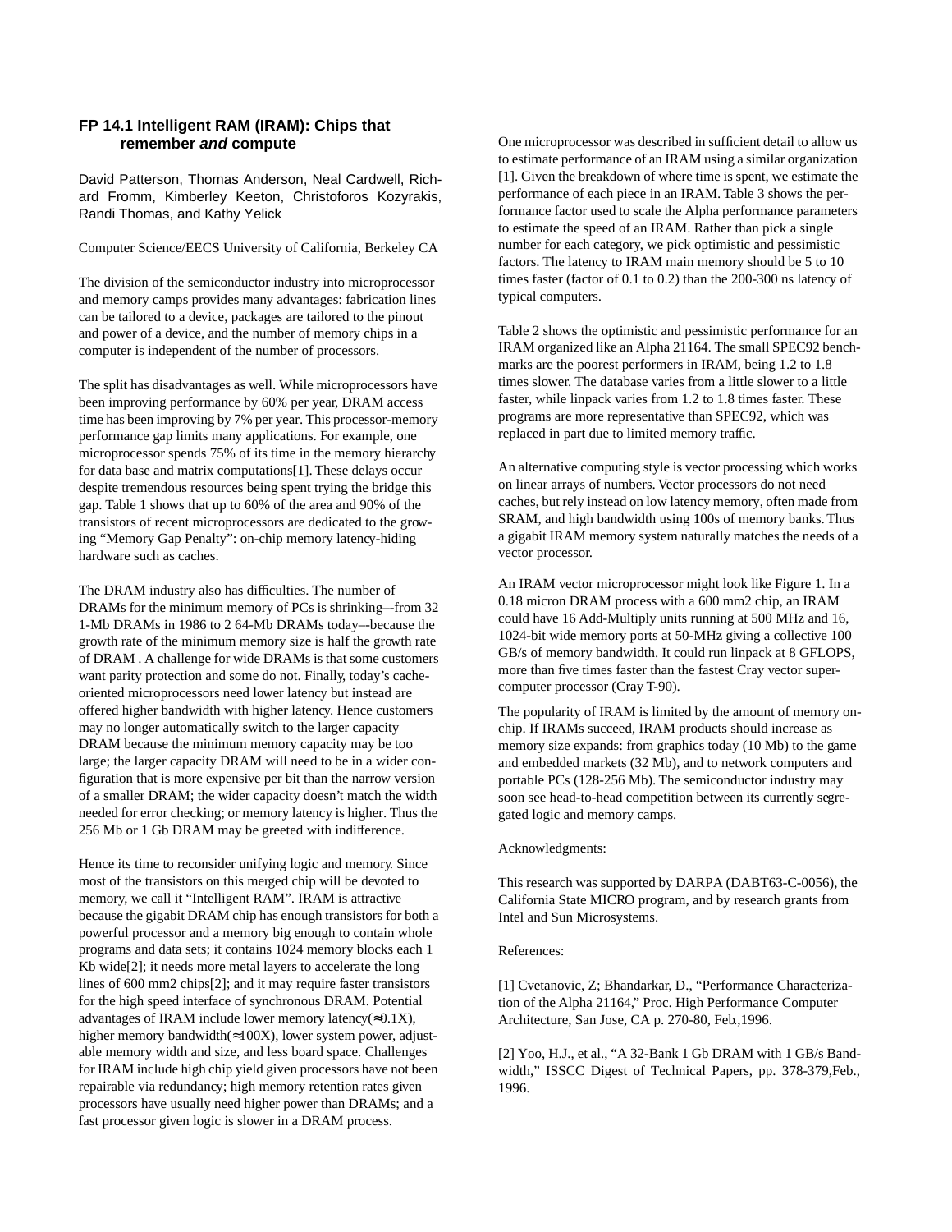# FP 14.1 Intelligent RAM (IRAM): Chips that remember *and* compute

David Patterson, Thomas Anderson, Neal Cardwell, Richard Fromm, Kimberley Keeton, Christoforos Kozyrakis, Randi Thomas, and Kathy Yelick

Computer Science/EECS University of California, Berkeley CA

The division of the semiconductor industry into microprocessor and memory camps provides many advantages: fabrication lines can be tailored to a device, packages are tailored to the pinout and power of a device, and the number of memory chips in a computer is independent of the number of processors.

The split has disadvantages as well. While microprocessors have been improving performance by 60% per year, DRAM access time has been improving by 7% per year. This processor-memory performance gap limits many applications. For example, one microprocessor spends 75% of its time in the memory hierarchy for data base and matrix computations[1]. These delays occur despite tremendous resources being spent trying the bridge this gap. Table 1 shows that up to 60% of the area and 90% of the transistors of recent microprocessors are dedicated to the growing "Memory Gap Penalty": on-chip memory latency-hiding hardware such as caches.

The DRAM industry also has difficulties. The number of DRAMs for the minimum memory of PCs is shrinking—from 32 1-Mb DRAMs in 1986 to 2 64-Mb DRAMs today—because the growth rate of the minimum memory size is half the growth rate of DRAM . A challenge for wide DRAMs is that some customers want parity protection and some do not. Finally, today's cache-oriented microprocessors need lower latency but instead are offered higher bandwidth with higher latency. Hence customers may no longer automatically switch to the larger capacity DRAM because the minimum memory capacity may be too large; the larger capacity DRAM will need to be in a wider configuration that is more expensive per bit than the narrow version of a smaller DRAM; the wider capacity doesn't match the width needed for error checking; or memory latency is higher. Thus the 256 Mb or 1 Gb DRAM may be greeted with indifference.

Hence its time to reconsider unifying logic and memory. Since most of the transistors on this merged chip will be devoted to memory, we call it "Intelligent RAM". IRAM is attractive because the gigabit DRAM chip has enough transistors for both a powerful processor and a memory big enough to contain whole programs and data sets; it contains 1024 memory blocks each 1 Kb wide[2]; it needs more metal layers to accelerate the long lines of 600 mm2 chips[2]; and it may require faster transistors for the high speed interface of synchronous DRAM. Potential advantages of IRAM include lower memory latency($\approx$0.1X), higher memory bandwidth($\approx$100X), lower system power, adjustable memory width and size, and less board space. Challenges for IRAM include high chip yield given processors have not been repairable via redundancy; high memory retention rates given processors have usually need higher power than DRAMs; and a fast processor given logic is slower in a DRAM process.

One microprocessor was described in sufficient detail to allow us to estimate performance of an IRAM using a similar organization [1]. Given the breakdown of where time is spent, we estimate the performance of each piece in an IRAM. Table 3 shows the performance factor used to scale the Alpha performance parameters to estimate the speed of an IRAM. Rather than pick a single number for each category, we pick optimistic and pessimistic factors. The latency to IRAM main memory should be 5 to 10 times faster (factor of 0.1 to 0.2) than the 200-300 ns latency of typical computers.

Table 2 shows the optimistic and pessimistic performance for an IRAM organized like an Alpha 21164. The small SPEC92 benchmarks are the poorest performers in IRAM, being 1.2 to 1.8 times slower. The database varies from a little slower to a little faster, while linpack varies from 1.2 to 1.8 times faster. These programs are more representative than SPEC92, which was replaced in part due to limited memory traffic.

An alternative computing style is vector processing which works on linear arrays of numbers. Vector processors do not need caches, but rely instead on low latency memory, often made from SRAM, and high bandwidth using 100s of memory banks. Thus a gigabit IRAM memory system naturally matches the needs of a vector processor.

An IRAM vector microprocessor might look like Figure 1. In a 0.18 micron DRAM process with a 600 mm2 chip, an IRAM could have 16 Add-Multiply units running at 500 MHz and 16, 1024-bit wide memory ports at 50-MHz giving a collective 100 GB/s of memory bandwidth. It could run linpack at 8 GFLOPS, more than five times faster than the fastest Cray vector supercomputer processor (Cray T-90).

The popularity of IRAM is limited by the amount of memory on-chip. If IRAMs succeed, IRAM products should increase as memory size expands: from graphics today (10 Mb) to the game and embedded markets (32 Mb), and to network computers and portable PCs (128-256 Mb). The semiconductor industry may soon see head-to-head competition between its currently segregated logic and memory camps.

Acknowledgments:

This research was supported by DARPA (DABT63-C-0056), the California State MICRO program, and by research grants from Intel and Sun Microsystems.

References:

[1] Cvetanovic, Z; Bhandarkar, D., "Performance Characterization of the Alpha 21164," Proc. High Performance Computer Architecture, San Jose, CA p. 270-80, Feb.,1996.

[2] Yoo, H.J., et al., "A 32-Bank 1 Gb DRAM with 1 GB/s Bandwidth," ISSCC Digest of Technical Papers, pp. 378-379,Feb., 1996.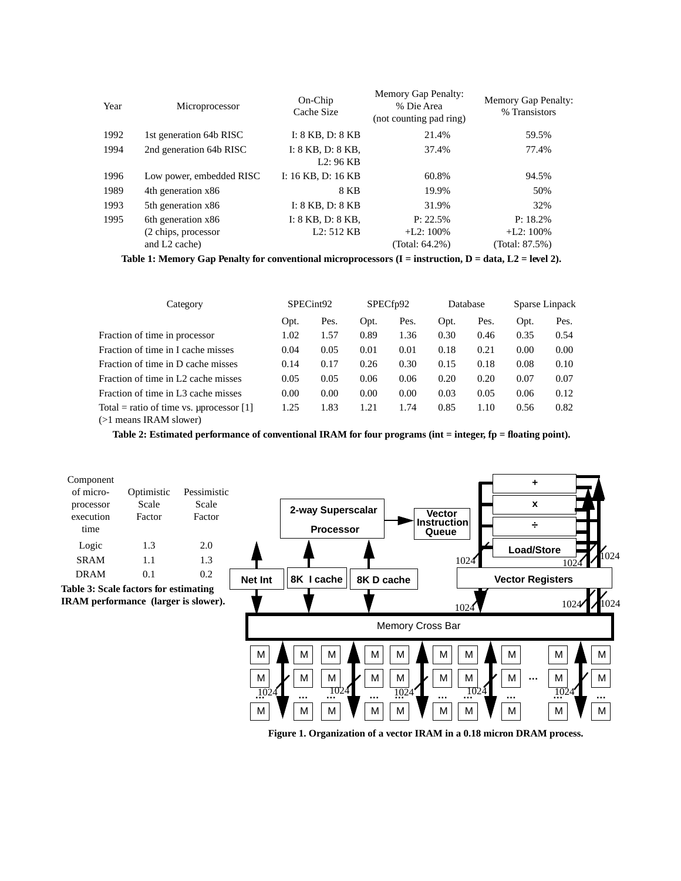| Year | Microprocessor | On-Chip Cache Size | Memory Gap Penalty: % Die Area (not counting pad ring) | Memory Gap Penalty: % Transistors |
|---|---|---|---|---|
| 1992 | 1st generation 64b RISC | I: 8 KB, D: 8 KB | 21.4% | 59.5% |
| 1994 | 2nd generation 64b RISC | I: 8 KB, D: 8 KB, L2: 96 KB | 37.4% | 77.4% |
| 1996 | Low power, embedded RISC | I: 16 KB, D: 16 KB | 60.8% | 94.5% |
| 1989 | 4th generation x86 | 8 KB | 19.9% | 50% |
| 1993 | 5th generation x86 | I: 8 KB, D: 8 KB | 31.9% | 32% |
| 1995 | 6th generation x86 (2 chips, processor and L2 cache) | I: 8 KB, D: 8 KB, L2: 512 KB | P: 22.5% +L2: 100% (Total: 64.2%) | P: 18.2% +L2: 100% (Total: 87.5%) |

**Table 1: Memory Gap Penalty for conventional microprocessors (I = instruction, D = data, L2 = level 2).**

| Category | SPECint92 | | SPECfp92 | | Database | | Sparse Linpack | |
|---|---|---|---|---|---|---|---|---|
| | Opt. | Pes. | Opt. | Pes. | Opt. | Pes. | Opt. | Pes. |
| Fraction of time in processor | 1.02 | 1.57 | 0.89 | 1.36 | 0.30 | 0.46 | 0.35 | 0.54 |
| Fraction of time in I cache misses | 0.04 | 0.05 | 0.01 | 0.01 | 0.18 | 0.21 | 0.00 | 0.00 |
| Fraction of time in D cache misses | 0.14 | 0.17 | 0.26 | 0.30 | 0.15 | 0.18 | 0.08 | 0.10 |
| Fraction of time in L2 cache misses | 0.05 | 0.05 | 0.06 | 0.06 | 0.20 | 0.20 | 0.07 | 0.07 |
| Fraction of time in L3 cache misses | 0.00 | 0.00 | 0.00 | 0.00 | 0.03 | 0.05 | 0.06 | 0.12 |
| Total = ratio of time vs. µprocessor [1] (>1 means IRAM slower) | 1.25 | 1.83 | 1.21 | 1.74 | 0.85 | 1.10 | 0.56 | 0.82 |

**Table 2: Estimated performance of conventional IRAM for four programs (int = integer, fp = floating point).**

| Component of micro-processor execution time | Optimistic Scale Factor | Pessimistic Scale Factor |
|---|---|---|
| Logic | 1.3 | 2.0 |
| SRAM | 1.1 | 1.3 |
| DRAM | 0.1 | 0.2 |

**Table 3: Scale factors for estimating IRAM performance (larger is slower).**

+
x
÷
Load/Store
2-way Superscalar Processor
Vector Instruction Queue
Net Int
8K I cache
8K D cache
Vector Registers
1024
Memory Cross Bar
M
…

**Figure 1. Organization of a vector IRAM in a 0.18 micron DRAM process.**